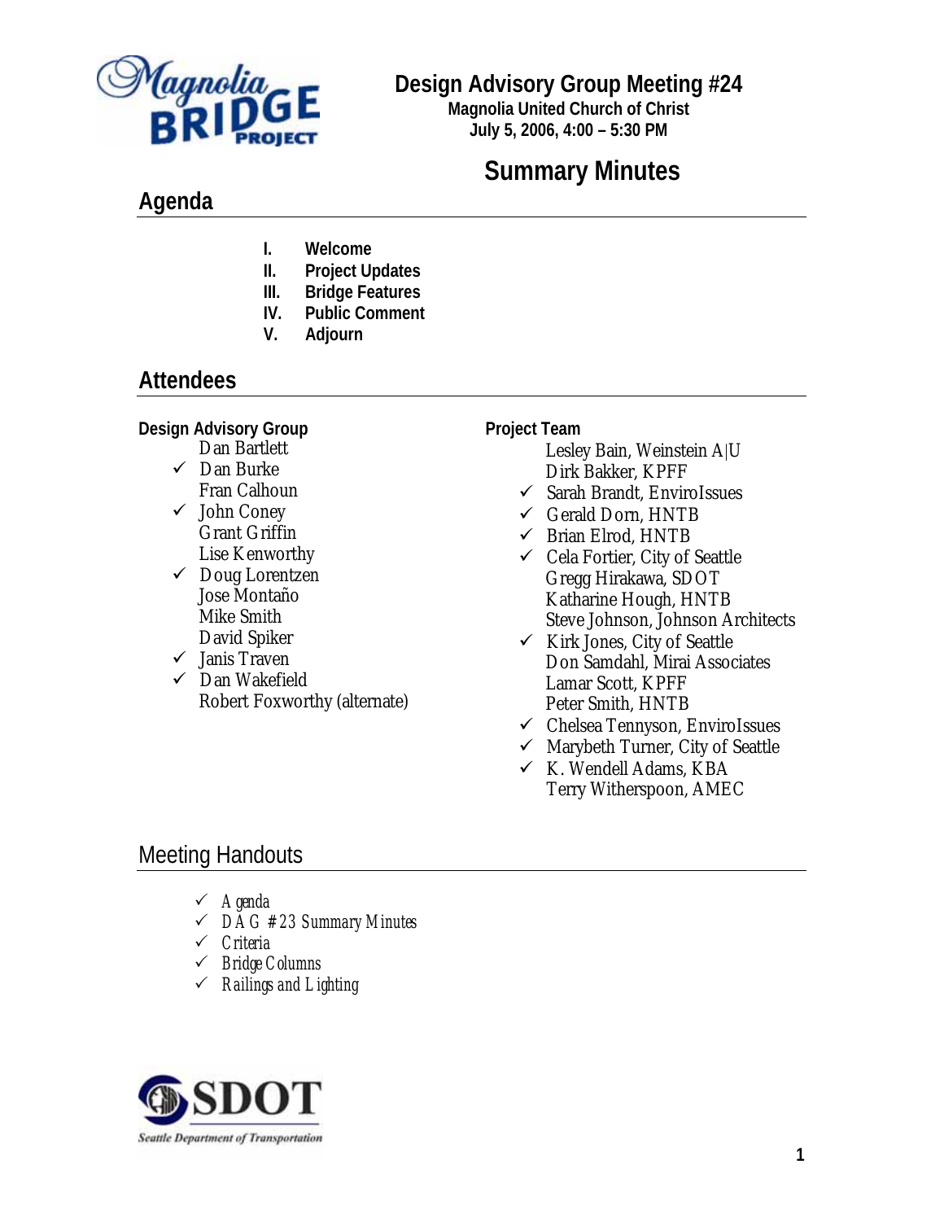# Design Advisory Group Meeting #24

**Magnolia United Church of Christ**
**July 5, 2006, 4:00 – 5:30 PM**

## Summary Minutes

## Agenda

I. **Welcome**
II. **Project Updates**
III. **Bridge Features**
IV. **Public Comment**
V. **Adjourn**

## Attendees

**Design Advisory Group**

- Dan Bartlett
- ✓ Dan Burke
- Fran Calhoun
- ✓ John Coney
- Grant Griffin
- Lise Kenworthy
- ✓ Doug Lorentzen
- Jose Montaño
- Mike Smith
- David Spiker
- ✓ Janis Traven
- ✓ Dan Wakefield
- Robert Foxworthy (alternate)

**Project Team**

- Lesley Bain, Weinstein A|U
- Dirk Bakker, KPFF
- ✓ Sarah Brandt, EnviroIssues
- ✓ Gerald Dorn, HNTB
- ✓ Brian Elrod, HNTB
- ✓ Cela Fortier, City of Seattle
- Gregg Hirakawa, SDOT
- Katharine Hough, HNTB
- Steve Johnson, Johnson Architects
- ✓ Kirk Jones, City of Seattle
- Don Samdahl, Mirai Associates
- Lamar Scott, KPFF
- Peter Smith, HNTB
- ✓ Chelsea Tennyson, EnviroIssues
- ✓ Marybeth Turner, City of Seattle
- ✓ K. Wendell Adams, KBA
- Terry Witherspoon, AMEC

## Meeting Handouts

- ✓ *Agenda*
- ✓ *DAG #23 Summary Minutes*
- ✓ *Criteria*
- ✓ *Bridge Columns*
- ✓ *Railings and Lighting*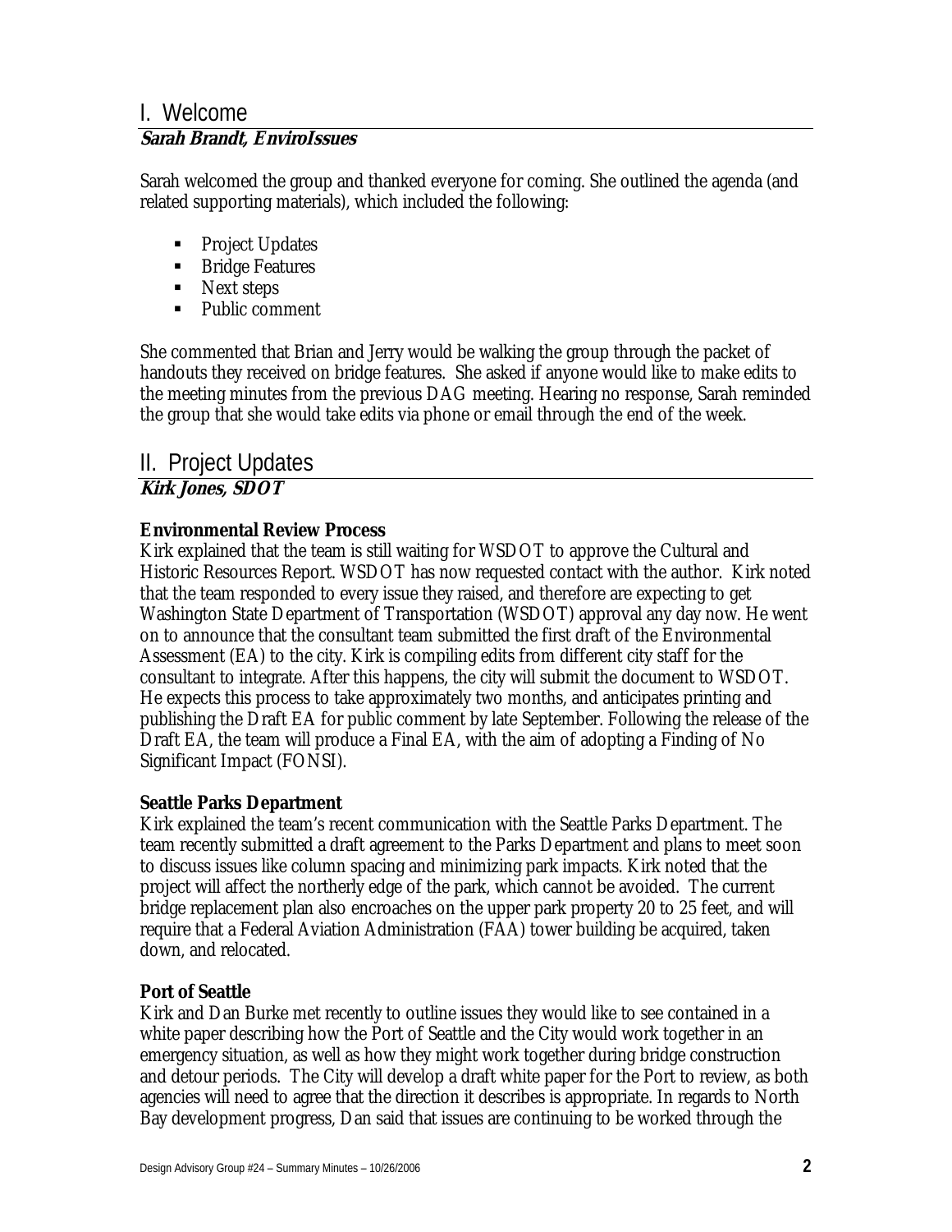# I. Welcome

**Sarah Brandt, EnviroIssues**

Sarah welcomed the group and thanked everyone for coming. She outlined the agenda (and related supporting materials), which included the following:

- Project Updates
- Bridge Features
- Next steps
- Public comment

She commented that Brian and Jerry would be walking the group through the packet of handouts they received on bridge features. She asked if anyone would like to make edits to the meeting minutes from the previous DAG meeting. Hearing no response, Sarah reminded the group that she would take edits via phone or email through the end of the week.

# II. Project Updates

**Kirk Jones, SDOT**

**Environmental Review Process**

Kirk explained that the team is still waiting for WSDOT to approve the Cultural and Historic Resources Report. WSDOT has now requested contact with the author. Kirk noted that the team responded to every issue they raised, and therefore are expecting to get Washington State Department of Transportation (WSDOT) approval any day now. He went on to announce that the consultant team submitted the first draft of the Environmental Assessment (EA) to the city. Kirk is compiling edits from different city staff for the consultant to integrate. After this happens, the city will submit the document to WSDOT. He expects this process to take approximately two months, and anticipates printing and publishing the Draft EA for public comment by late September. Following the release of the Draft EA, the team will produce a Final EA, with the aim of adopting a Finding of No Significant Impact (FONSI).

**Seattle Parks Department**

Kirk explained the team's recent communication with the Seattle Parks Department. The team recently submitted a draft agreement to the Parks Department and plans to meet soon to discuss issues like column spacing and minimizing park impacts. Kirk noted that the project will affect the northerly edge of the park, which cannot be avoided. The current bridge replacement plan also encroaches on the upper park property 20 to 25 feet, and will require that a Federal Aviation Administration (FAA) tower building be acquired, taken down, and relocated.

**Port of Seattle**

Kirk and Dan Burke met recently to outline issues they would like to see contained in a white paper describing how the Port of Seattle and the City would work together in an emergency situation, as well as how they might work together during bridge construction and detour periods. The City will develop a draft white paper for the Port to review, as both agencies will need to agree that the direction it describes is appropriate. In regards to North Bay development progress, Dan said that issues are continuing to be worked through the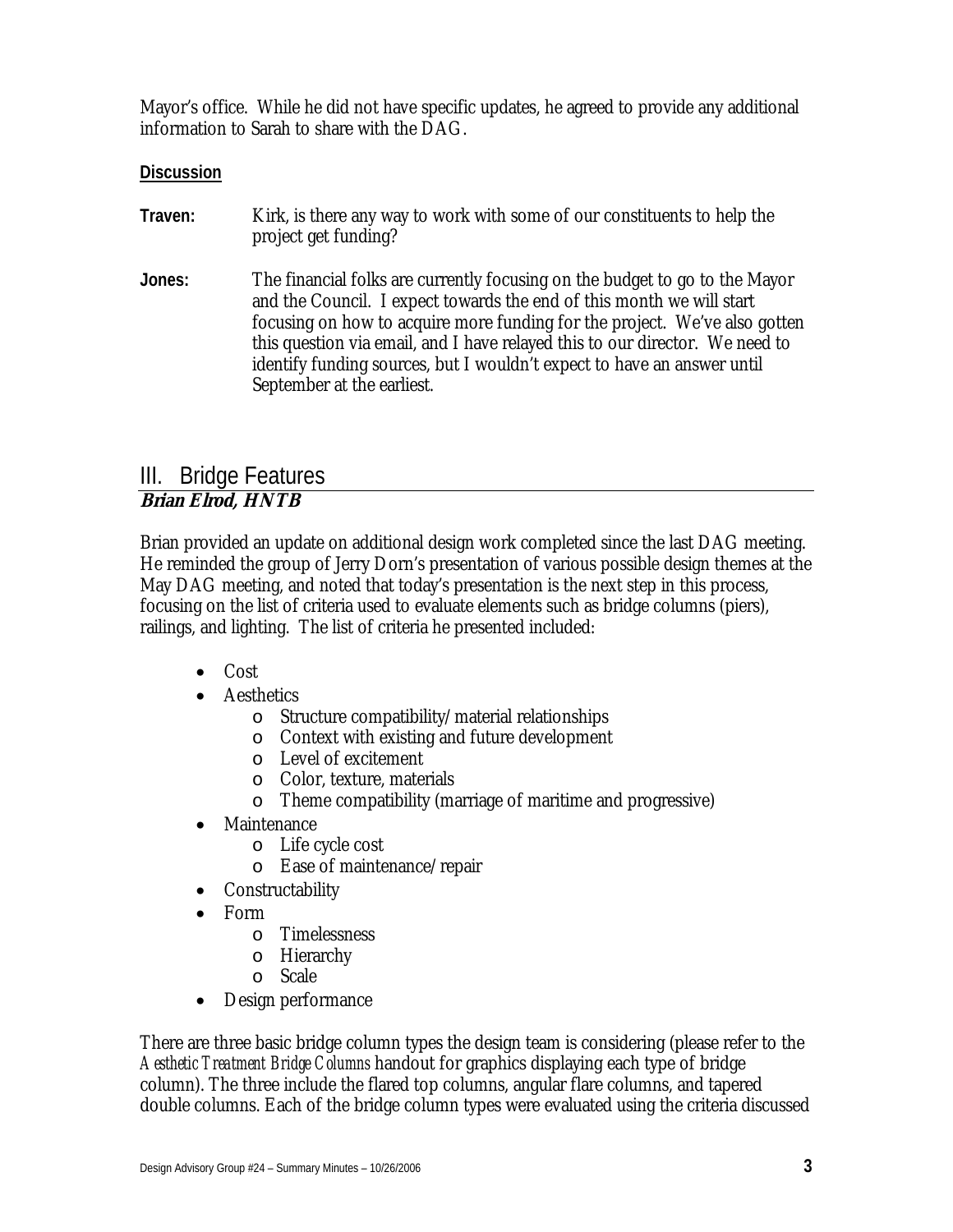Mayor's office. While he did not have specific updates, he agreed to provide any additional information to Sarah to share with the DAG.

**Discussion**

**Traven:** Kirk, is there any way to work with some of our constituents to help the project get funding?

**Jones:** The financial folks are currently focusing on the budget to go to the Mayor and the Council. I expect towards the end of this month we will start focusing on how to acquire more funding for the project. We've also gotten this question via email, and I have relayed this to our director. We need to identify funding sources, but I wouldn't expect to have an answer until September at the earliest.

## III. Bridge Features

**Brian Elrod, HNTB**

Brian provided an update on additional design work completed since the last DAG meeting. He reminded the group of Jerry Dorn's presentation of various possible design themes at the May DAG meeting, and noted that today's presentation is the next step in this process, focusing on the list of criteria used to evaluate elements such as bridge columns (piers), railings, and lighting. The list of criteria he presented included:

- Cost
- Aesthetics
  - Structure compatibility/material relationships
  - Context with existing and future development
  - Level of excitement
  - Color, texture, materials
  - Theme compatibility (marriage of maritime and progressive)
- Maintenance
  - Life cycle cost
  - Ease of maintenance/repair
- Constructability
- Form
  - Timelessness
  - Hierarchy
  - Scale
- Design performance

There are three basic bridge column types the design team is considering (please refer to the *Aesthetic Treatment Bridge Columns* handout for graphics displaying each type of bridge column). The three include the flared top columns, angular flare columns, and tapered double columns. Each of the bridge column types were evaluated using the criteria discussed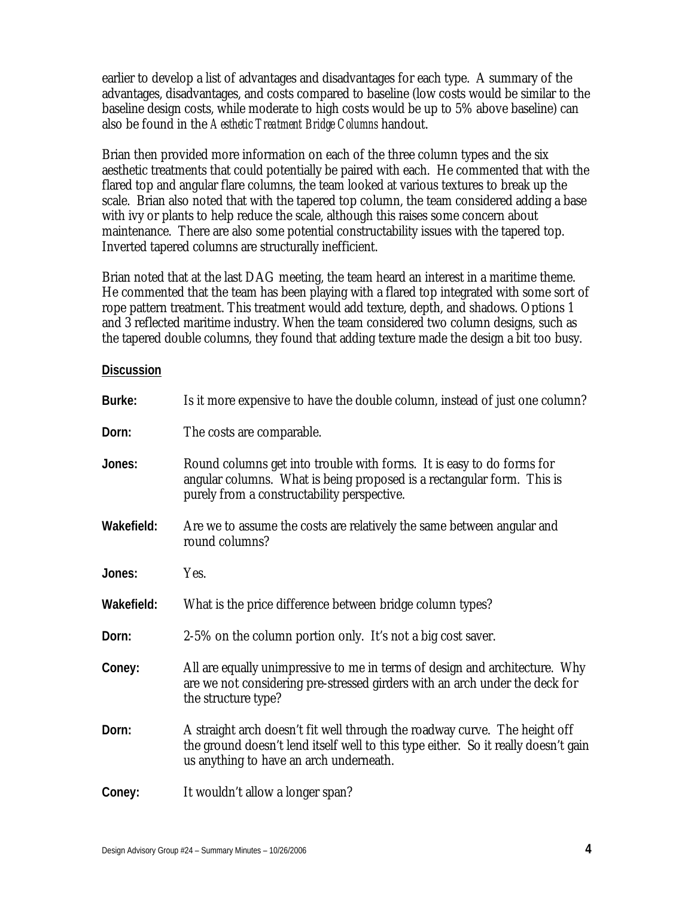earlier to develop a list of advantages and disadvantages for each type. A summary of the advantages, disadvantages, and costs compared to baseline (low costs would be similar to the baseline design costs, while moderate to high costs would be up to 5% above baseline) can also be found in the *Aesthetic Treatment Bridge Columns* handout.

Brian then provided more information on each of the three column types and the six aesthetic treatments that could potentially be paired with each. He commented that with the flared top and angular flare columns, the team looked at various textures to break up the scale. Brian also noted that with the tapered top column, the team considered adding a base with ivy or plants to help reduce the scale, although this raises some concern about maintenance. There are also some potential constructability issues with the tapered top. Inverted tapered columns are structurally inefficient.

Brian noted that at the last DAG meeting, the team heard an interest in a maritime theme. He commented that the team has been playing with a flared top integrated with some sort of rope pattern treatment. This treatment would add texture, depth, and shadows. Options 1 and 3 reflected maritime industry. When the team considered two column designs, such as the tapered double columns, they found that adding texture made the design a bit too busy.

**Discussion**

**Burke:** Is it more expensive to have the double column, instead of just one column?

**Dorn:** The costs are comparable.

**Jones:** Round columns get into trouble with forms. It is easy to do forms for angular columns. What is being proposed is a rectangular form. This is purely from a constructability perspective.

**Wakefield:** Are we to assume the costs are relatively the same between angular and round columns?

**Jones:** Yes.

**Wakefield:** What is the price difference between bridge column types?

**Dorn:** 2-5% on the column portion only. It's not a big cost saver.

**Coney:** All are equally unimpressive to me in terms of design and architecture. Why are we not considering pre-stressed girders with an arch under the deck for the structure type?

**Dorn:** A straight arch doesn't fit well through the roadway curve. The height off the ground doesn't lend itself well to this type either. So it really doesn't gain us anything to have an arch underneath.

**Coney:** It wouldn't allow a longer span?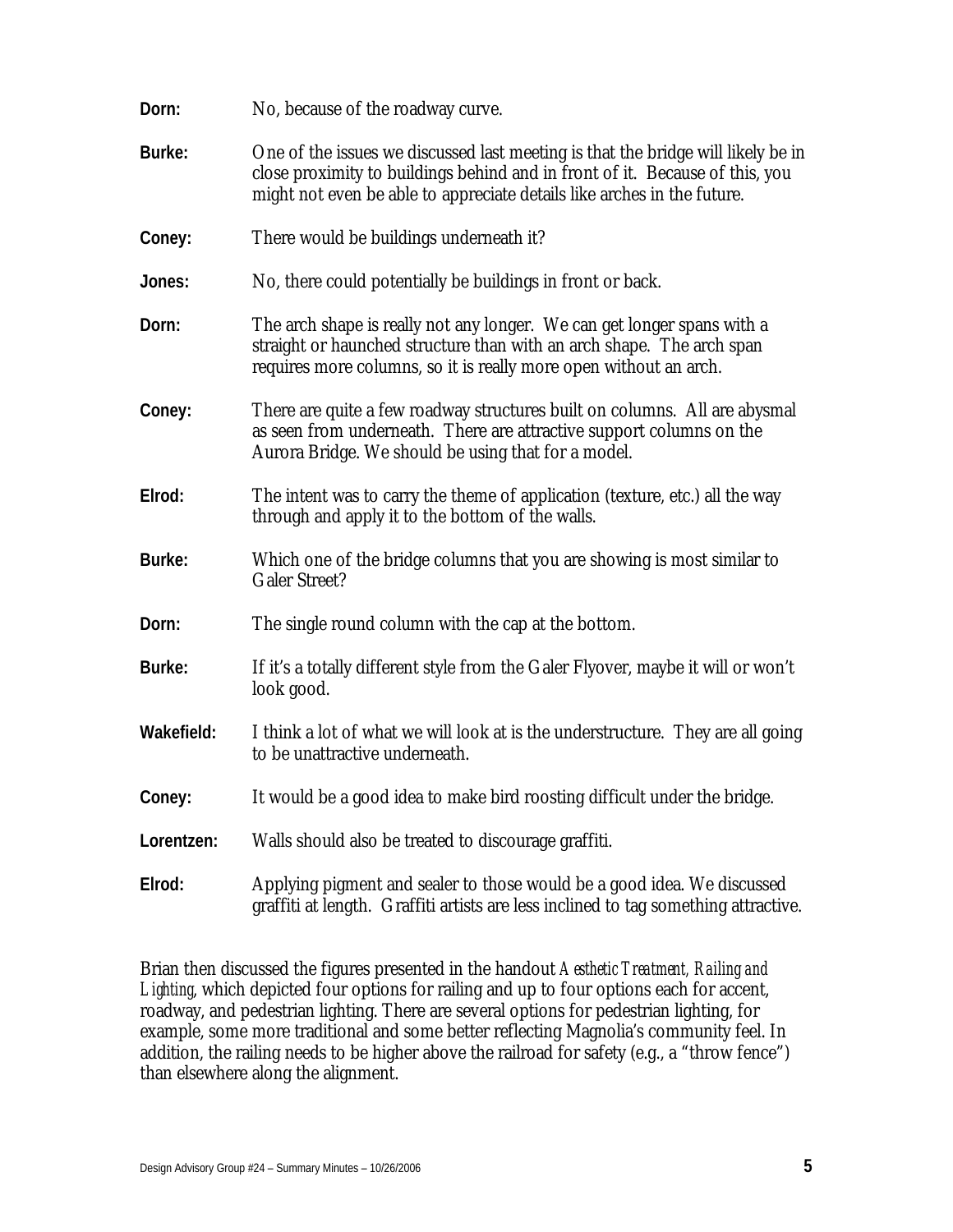**Dorn:** No, because of the roadway curve.

**Burke:** One of the issues we discussed last meeting is that the bridge will likely be in close proximity to buildings behind and in front of it. Because of this, you might not even be able to appreciate details like arches in the future.

**Coney:** There would be buildings underneath it?

**Jones:** No, there could potentially be buildings in front or back.

**Dorn:** The arch shape is really not any longer. We can get longer spans with a straight or haunched structure than with an arch shape. The arch span requires more columns, so it is really more open without an arch.

**Coney:** There are quite a few roadway structures built on columns. All are abysmal as seen from underneath. There are attractive support columns on the Aurora Bridge. We should be using that for a model.

**Elrod:** The intent was to carry the theme of application (texture, etc.) all the way through and apply it to the bottom of the walls.

**Burke:** Which one of the bridge columns that you are showing is most similar to Galer Street?

**Dorn:** The single round column with the cap at the bottom.

**Burke:** If it's a totally different style from the Galer Flyover, maybe it will or won't look good.

**Wakefield:** I think a lot of what we will look at is the understructure. They are all going to be unattractive underneath.

**Coney:** It would be a good idea to make bird roosting difficult under the bridge.

**Lorentzen:** Walls should also be treated to discourage graffiti.

**Elrod:** Applying pigment and sealer to those would be a good idea. We discussed graffiti at length. Graffiti artists are less inclined to tag something attractive.

Brian then discussed the figures presented in the handout *Aesthetic Treatment, Railing and Lighting*, which depicted four options for railing and up to four options each for accent, roadway, and pedestrian lighting. There are several options for pedestrian lighting, for example, some more traditional and some better reflecting Magnolia's community feel. In addition, the railing needs to be higher above the railroad for safety (e.g., a "throw fence") than elsewhere along the alignment.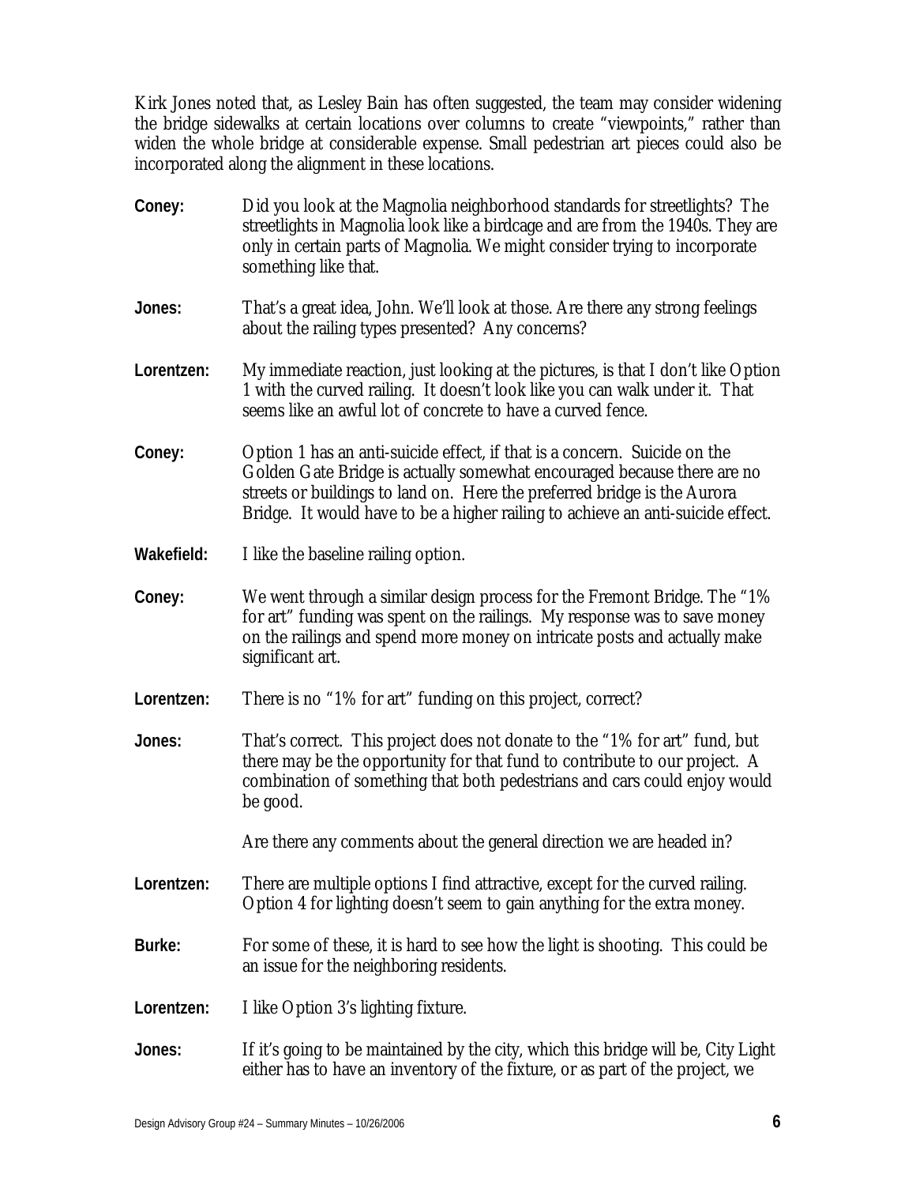Kirk Jones noted that, as Lesley Bain has often suggested, the team may consider widening the bridge sidewalks at certain locations over columns to create "viewpoints," rather than widen the whole bridge at considerable expense. Small pedestrian art pieces could also be incorporated along the alignment in these locations.

**Coney:** Did you look at the Magnolia neighborhood standards for streetlights? The streetlights in Magnolia look like a birdcage and are from the 1940s. They are only in certain parts of Magnolia. We might consider trying to incorporate something like that.

**Jones:** That's a great idea, John. We'll look at those. Are there any strong feelings about the railing types presented? Any concerns?

**Lorentzen:** My immediate reaction, just looking at the pictures, is that I don't like Option 1 with the curved railing. It doesn't look like you can walk under it. That seems like an awful lot of concrete to have a curved fence.

**Coney:** Option 1 has an anti-suicide effect, if that is a concern. Suicide on the Golden Gate Bridge is actually somewhat encouraged because there are no streets or buildings to land on. Here the preferred bridge is the Aurora Bridge. It would have to be a higher railing to achieve an anti-suicide effect.

**Wakefield:** I like the baseline railing option.

**Coney:** We went through a similar design process for the Fremont Bridge. The "1% for art" funding was spent on the railings. My response was to save money on the railings and spend more money on intricate posts and actually make significant art.

**Lorentzen:** There is no "1% for art" funding on this project, correct?

**Jones:** That's correct. This project does not donate to the "1% for art" fund, but there may be the opportunity for that fund to contribute to our project. A combination of something that both pedestrians and cars could enjoy would be good.

Are there any comments about the general direction we are headed in?

**Lorentzen:** There are multiple options I find attractive, except for the curved railing. Option 4 for lighting doesn't seem to gain anything for the extra money.

**Burke:** For some of these, it is hard to see how the light is shooting. This could be an issue for the neighboring residents.

**Lorentzen:** I like Option 3's lighting fixture.

**Jones:** If it's going to be maintained by the city, which this bridge will be, City Light either has to have an inventory of the fixture, or as part of the project, we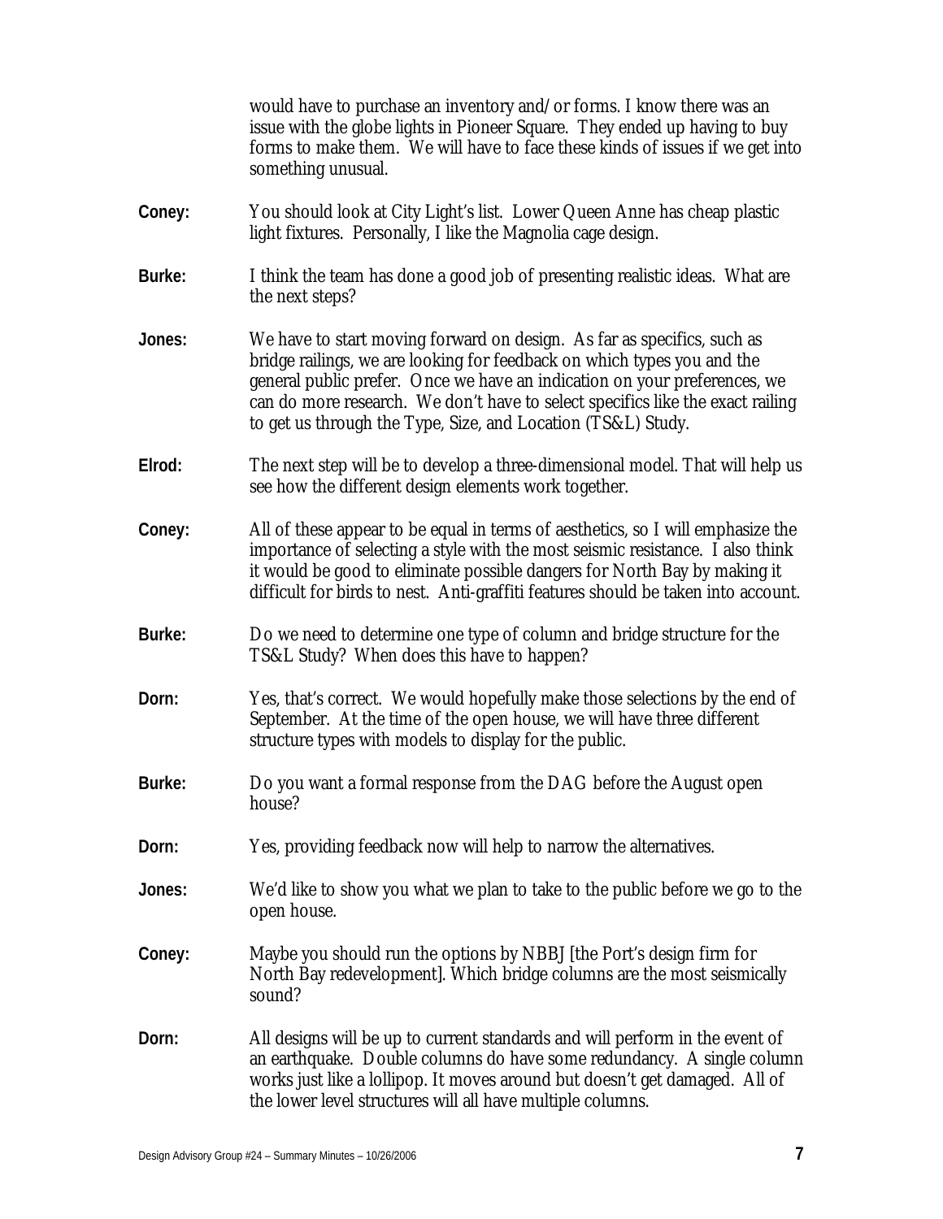would have to purchase an inventory and/or forms. I know there was an issue with the globe lights in Pioneer Square. They ended up having to buy forms to make them. We will have to face these kinds of issues if we get into something unusual.

**Coney:** You should look at City Light's list. Lower Queen Anne has cheap plastic light fixtures. Personally, I like the Magnolia cage design.

**Burke:** I think the team has done a good job of presenting realistic ideas. What are the next steps?

**Jones:** We have to start moving forward on design. As far as specifics, such as bridge railings, we are looking for feedback on which types you and the general public prefer. Once we have an indication on your preferences, we can do more research. We don't have to select specifics like the exact railing to get us through the Type, Size, and Location (TS&L) Study.

**Elrod:** The next step will be to develop a three-dimensional model. That will help us see how the different design elements work together.

**Coney:** All of these appear to be equal in terms of aesthetics, so I will emphasize the importance of selecting a style with the most seismic resistance. I also think it would be good to eliminate possible dangers for North Bay by making it difficult for birds to nest. Anti-graffiti features should be taken into account.

**Burke:** Do we need to determine one type of column and bridge structure for the TS&L Study? When does this have to happen?

**Dorn:** Yes, that's correct. We would hopefully make those selections by the end of September. At the time of the open house, we will have three different structure types with models to display for the public.

**Burke:** Do you want a formal response from the DAG before the August open house?

**Dorn:** Yes, providing feedback now will help to narrow the alternatives.

**Jones:** We'd like to show you what we plan to take to the public before we go to the open house.

**Coney:** Maybe you should run the options by NBBJ [the Port's design firm for North Bay redevelopment]. Which bridge columns are the most seismically sound?

**Dorn:** All designs will be up to current standards and will perform in the event of an earthquake. Double columns do have some redundancy. A single column works just like a lollipop. It moves around but doesn't get damaged. All of the lower level structures will all have multiple columns.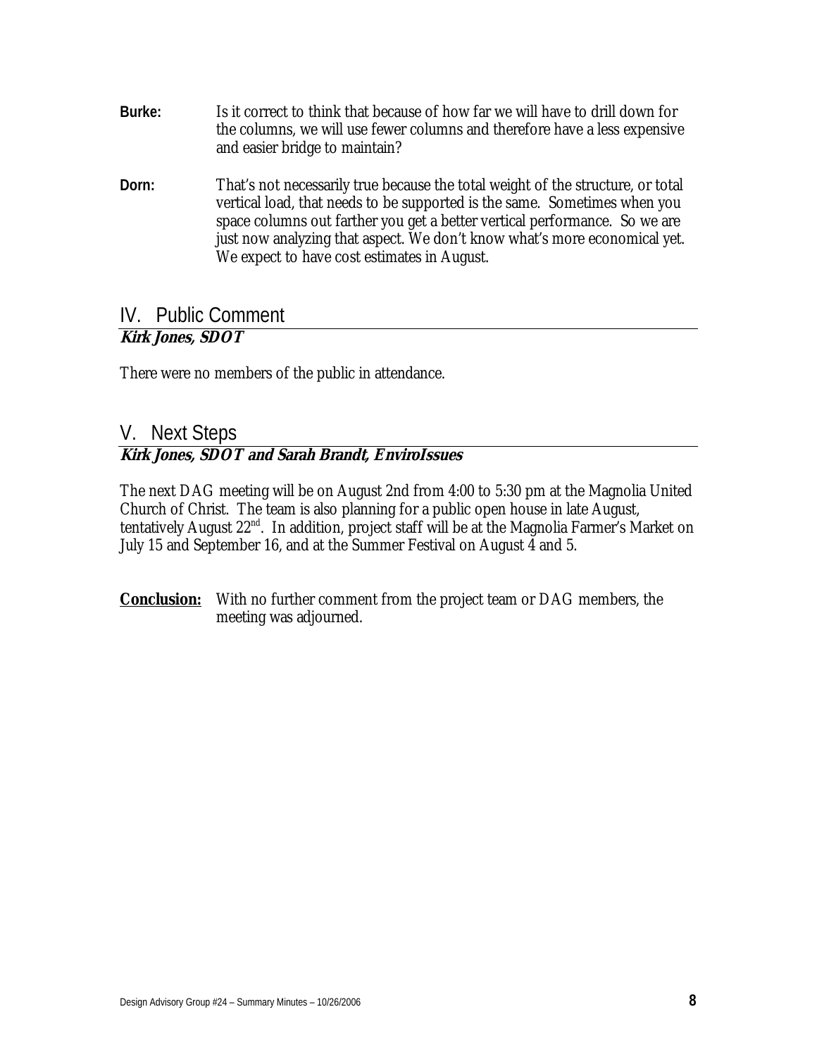**Burke:** Is it correct to think that because of how far we will have to drill down for the columns, we will use fewer columns and therefore have a less expensive and easier bridge to maintain?

**Dorn:** That's not necessarily true because the total weight of the structure, or total vertical load, that needs to be supported is the same. Sometimes when you space columns out farther you get a better vertical performance. So we are just now analyzing that aspect. We don't know what's more economical yet. We expect to have cost estimates in August.

## IV. Public Comment

***Kirk Jones, SDOT***

There were no members of the public in attendance.

## V. Next Steps

***Kirk Jones, SDOT and Sarah Brandt, EnviroIssues***

The next DAG meeting will be on August 2nd from 4:00 to 5:30 pm at the Magnolia United Church of Christ. The team is also planning for a public open house in late August, tentatively August 22nd. In addition, project staff will be at the Magnolia Farmer's Market on July 15 and September 16, and at the Summer Festival on August 4 and 5.

**Conclusion:** With no further comment from the project team or DAG members, the meeting was adjourned.